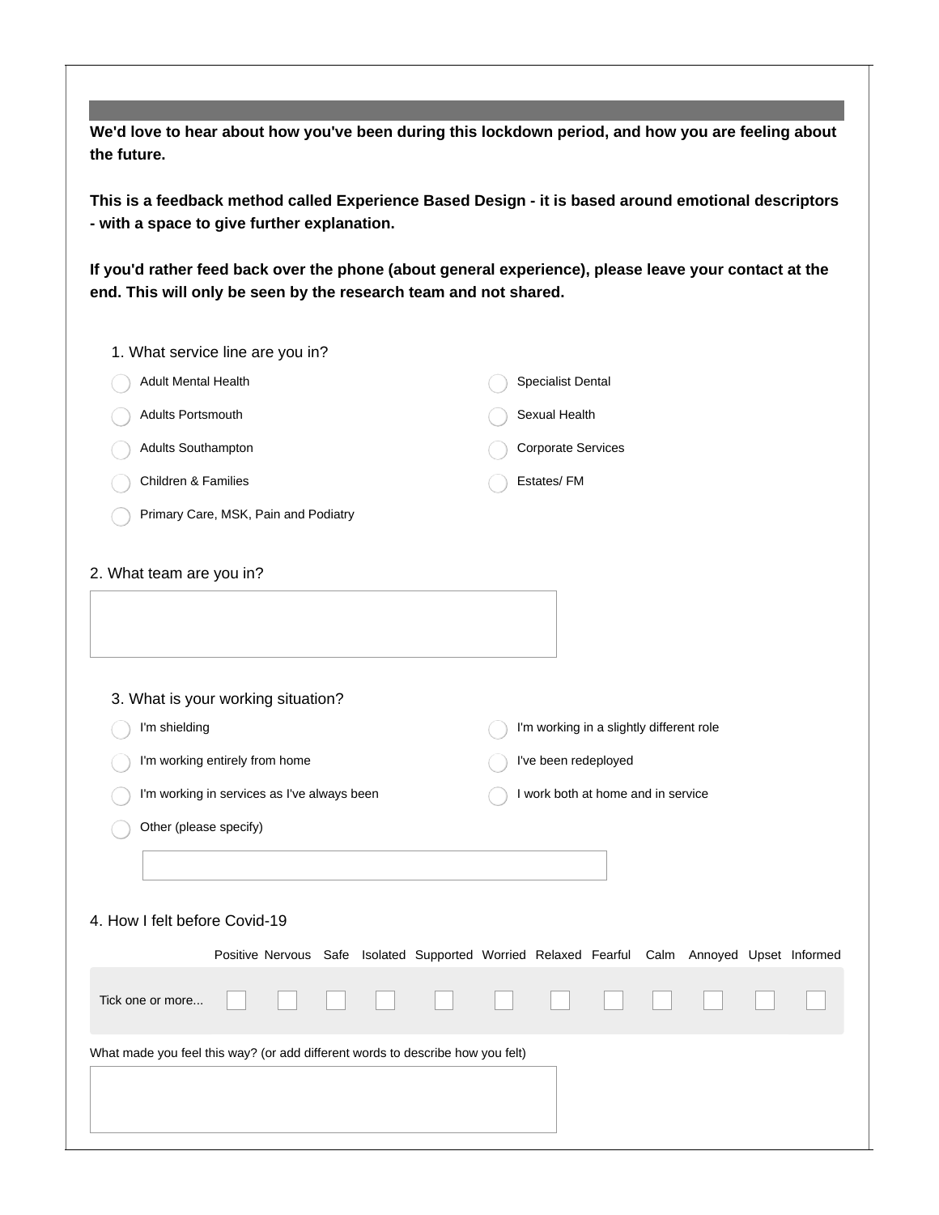**We'd love to hear about how you've been during this lockdown period, and how you are feeling about the future.**

**This is a feedback method called Experience Based Design - it is based around emotional descriptors - with a space to give further explanation.**

**If you'd rather feed back over the phone (about general experience), please leave your contact at the end. This will only be seen by the research team and not shared.**

1. What service line are you in?

- ◯ Adult Mental Health
- ◯ Adults Portsmouth
- ◯ Adults Southampton
- ◯ Children & Families
- ◯ Primary Care, MSK, Pain and Podiatry
- ◯ Specialist Dental
- ◯ Sexual Health
- ◯ Corporate Services
- ◯ Estates/ FM

2. What team are you in?

[ ]

3. What is your working situation?

- ◯ I'm shielding
- ◯ I'm working entirely from home
- ◯ I'm working in services as I've always been
- ◯ Other (please specify)
- ◯ I'm working in a slightly different role
- ◯ I've been redeployed
- ◯ I work both at home and in service

[ ]

4. How I felt before Covid-19

| | Positive | Nervous | Safe | Isolated | Supported | Worried | Relaxed | Fearful | Calm | Annoyed | Upset | Informed |
|---|---|---|---|---|---|---|---|---|---|---|---|---|
| Tick one or more... | ☐ | ☐ | ☐ | ☐ | ☐ | ☐ | ☐ | ☐ | ☐ | ☐ | ☐ | ☐ |

What made you feel this way? (or add different words to describe how you felt)

[ ]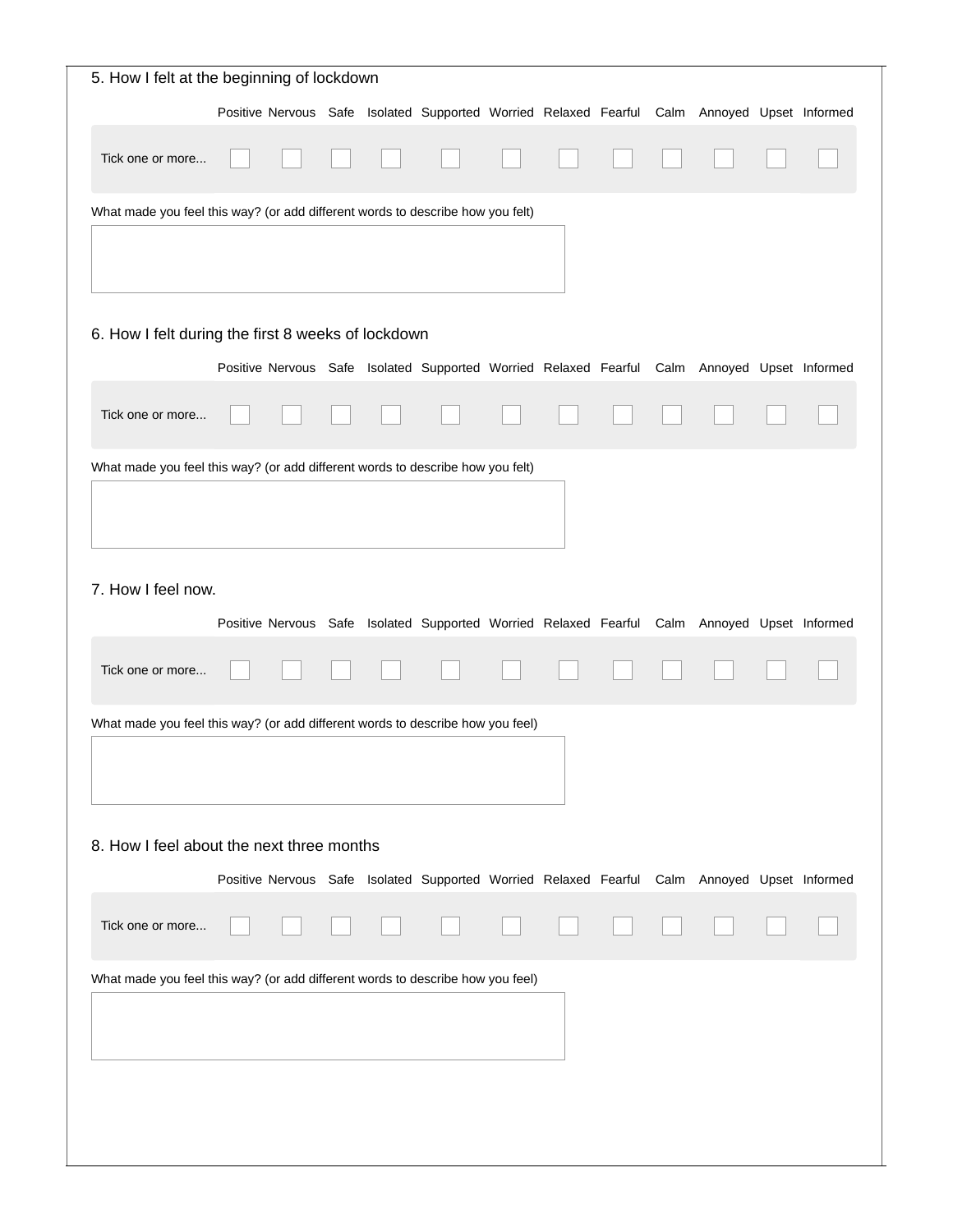## 5. How I felt at the beginning of lockdown

| | Positive | Nervous | Safe | Isolated | Supported | Worried | Relaxed | Fearful | Calm | Annoyed | Upset | Informed |
|---|---|---|---|---|---|---|---|---|---|---|---|---|
| Tick one or more... | ☐ | ☐ | ☐ | ☐ | ☐ | ☐ | ☐ | ☐ | ☐ | ☐ | ☐ | ☐ |

What made you feel this way? (or add different words to describe how you felt)

## 6. How I felt during the first 8 weeks of lockdown

| | Positive | Nervous | Safe | Isolated | Supported | Worried | Relaxed | Fearful | Calm | Annoyed | Upset | Informed |
|---|---|---|---|---|---|---|---|---|---|---|---|---|
| Tick one or more... | ☐ | ☐ | ☐ | ☐ | ☐ | ☐ | ☐ | ☐ | ☐ | ☐ | ☐ | ☐ |

What made you feel this way? (or add different words to describe how you felt)

## 7. How I feel now.

| | Positive | Nervous | Safe | Isolated | Supported | Worried | Relaxed | Fearful | Calm | Annoyed | Upset | Informed |
|---|---|---|---|---|---|---|---|---|---|---|---|---|
| Tick one or more... | ☐ | ☐ | ☐ | ☐ | ☐ | ☐ | ☐ | ☐ | ☐ | ☐ | ☐ | ☐ |

What made you feel this way? (or add different words to describe how you feel)

## 8. How I feel about the next three months

| | Positive | Nervous | Safe | Isolated | Supported | Worried | Relaxed | Fearful | Calm | Annoyed | Upset | Informed |
|---|---|---|---|---|---|---|---|---|---|---|---|---|
| Tick one or more... | ☐ | ☐ | ☐ | ☐ | ☐ | ☐ | ☐ | ☐ | ☐ | ☐ | ☐ | ☐ |

What made you feel this way? (or add different words to describe how you feel)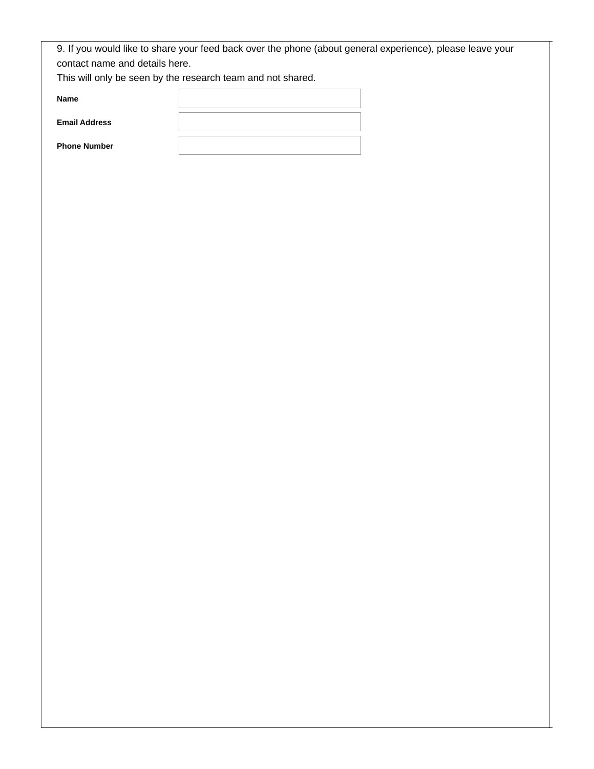9. If you would like to share your feed back over the phone (about general experience), please leave your contact name and details here.
This will only be seen by the research team and not shared.

| | |
|---|---|
| **Name** | |
| **Email Address** | |
| **Phone Number** | |